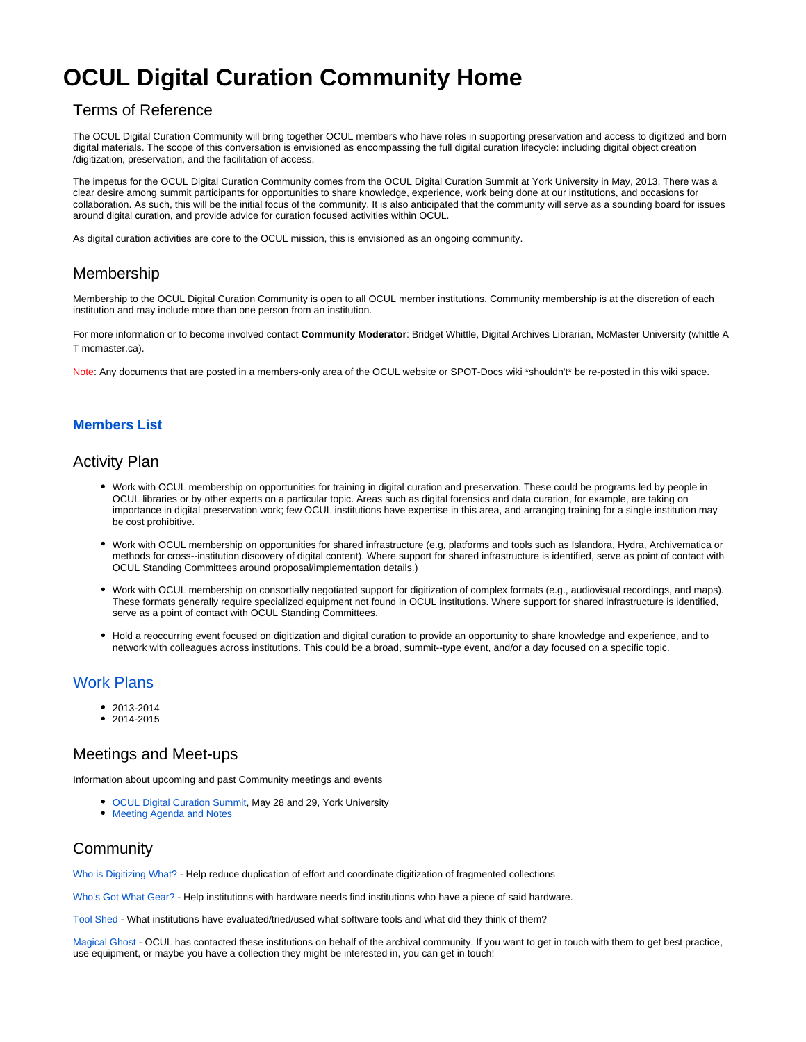# OCUL Digital Curation Community Home

## Terms of Reference

The OCUL Digital Curation Community will bring together OCUL members who have roles in supporting preservation and access to digitized and born digital materials. The scope of this conversation is envisioned as encompassing the full digital curation lifecycle: including digital object creation /digitization, preservation, and the facilitation of access.

The impetus for the OCUL Digital Curation Community comes from the OCUL Digital Curation Summit at York University in May, 2013. There was a clear desire among summit participants for opportunities to share knowledge, experience, work being done at our institutions, and occasions for collaboration. As such, this will be the initial focus of the community. It is also anticipated that the community will serve as a sounding board for issues around digital curation, and provide advice for curation focused activities within OCUL.

As digital curation activities are core to the OCUL mission, this is envisioned as an ongoing community.

## Membership

Membership to the OCUL Digital Curation Community is open to all OCUL member institutions. Community membership is at the discretion of each institution and may include more than one person from an institution.

For more information or to become involved contact **Community Moderator**: Bridget Whittle, Digital Archives Librarian, McMaster University (whittle A T mcmaster.ca).

Note: Any documents that are posted in a members-only area of the OCUL website or SPOT-Docs wiki *shouldn't* be re-posted in this wiki space.

### Members List

## Activity Plan

- Work with OCUL membership on opportunities for training in digital curation and preservation. These could be programs led by people in OCUL libraries or by other experts on a particular topic. Areas such as digital forensics and data curation, for example, are taking on importance in digital preservation work; few OCUL institutions have expertise in this area, and arranging training for a single institution may be cost prohibitive.
- Work with OCUL membership on opportunities for shared infrastructure (e.g, platforms and tools such as Islandora, Hydra, Archivematica or methods for cross--institution discovery of digital content). Where support for shared infrastructure is identified, serve as point of contact with OCUL Standing Committees around proposal/implementation details.)
- Work with OCUL membership on consortially negotiated support for digitization of complex formats (e.g., audiovisual recordings, and maps). These formats generally require specialized equipment not found in OCUL institutions. Where support for shared infrastructure is identified, serve as a point of contact with OCUL Standing Committees.
- Hold a reoccurring event focused on digitization and digital curation to provide an opportunity to share knowledge and experience, and to network with colleagues across institutions. This could be a broad, summit--type event, and/or a day focused on a specific topic.

## Work Plans

- 2013-2014
- 2014-2015

## Meetings and Meet-ups

Information about upcoming and past Community meetings and events

- OCUL Digital Curation Summit, May 28 and 29, York University
- Meeting Agenda and Notes

## Community

Who is Digitizing What? - Help reduce duplication of effort and coordinate digitization of fragmented collections

Who's Got What Gear? - Help institutions with hardware needs find institutions who have a piece of said hardware.

Tool Shed - What institutions have evaluated/tried/used what software tools and what did they think of them?

Magical Ghost - OCUL has contacted these institutions on behalf of the archival community. If you want to get in touch with them to get best practice, use equipment, or maybe you have a collection they might be interested in, you can get in touch!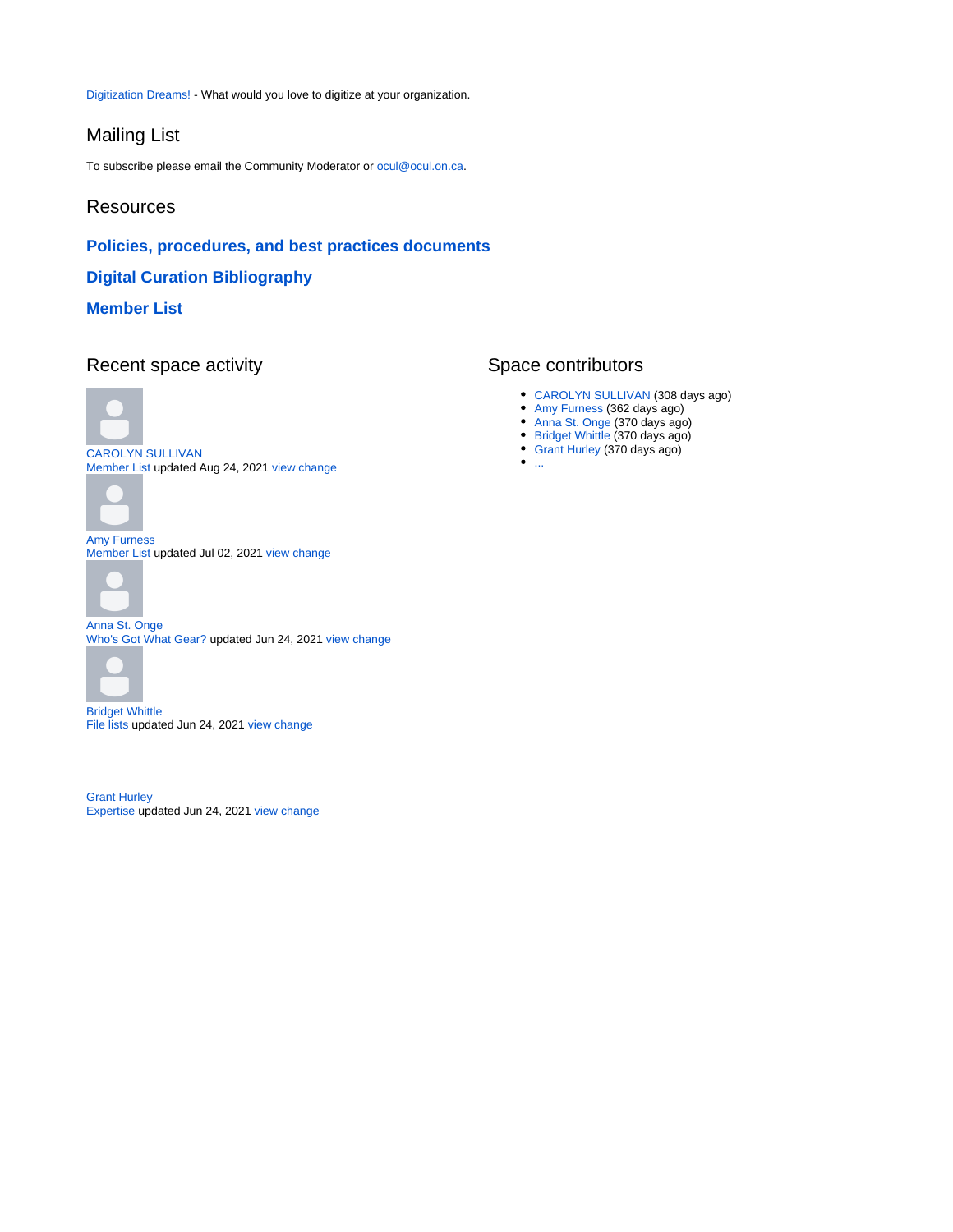Digitization Dreams! - What would you love to digitize at your organization.

## Mailing List

To subscribe please email the Community Moderator or ocul@ocul.on.ca.

## Resources

### **Policies, procedures, and best practices documents**

### **Digital Curation Bibliography**

### **Member List**

## Recent space activity

CAROLYN SULLIVAN
Member List updated Aug 24, 2021 view change

Amy Furness
Member List updated Jul 02, 2021 view change

Anna St. Onge
Who's Got What Gear? updated Jun 24, 2021 view change

Bridget Whittle
File lists updated Jun 24, 2021 view change

Grant Hurley
Expertise updated Jun 24, 2021 view change

## Space contributors

- CAROLYN SULLIVAN (308 days ago)
- Amy Furness (362 days ago)
- Anna St. Onge (370 days ago)
- Bridget Whittle (370 days ago)
- Grant Hurley (370 days ago)
- ...